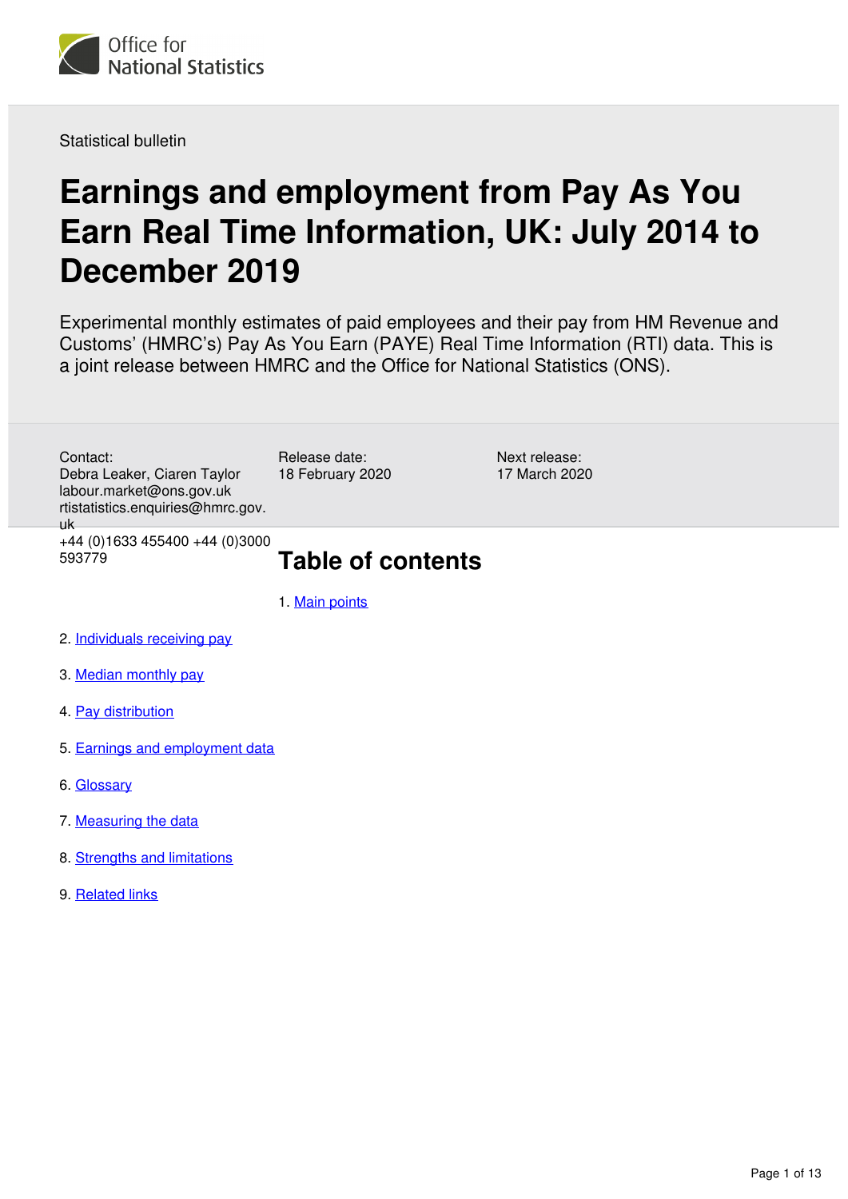Statistical bulletin

# Earnings and employment from Pay As You Earn Real Time Information, UK: July 2014 to December 2019

Experimental monthly estimates of paid employees and their pay from HM Revenue and Customs' (HMRC's) Pay As You Earn (PAYE) Real Time Information (RTI) data. This is a joint release between HMRC and the Office for National Statistics (ONS).

Contact:
Debra Leaker, Ciaren Taylor
labour.market@ons.gov.uk
rtistatistics.enquiries@hmrc.gov.uk
+44 (0)1633 455400 +44 (0)3000 593779

Release date:
18 February 2020

Next release:
17 March 2020

## Table of contents

1. Main points
2. Individuals receiving pay
3. Median monthly pay
4. Pay distribution
5. Earnings and employment data
6. Glossary
7. Measuring the data
8. Strengths and limitations
9. Related links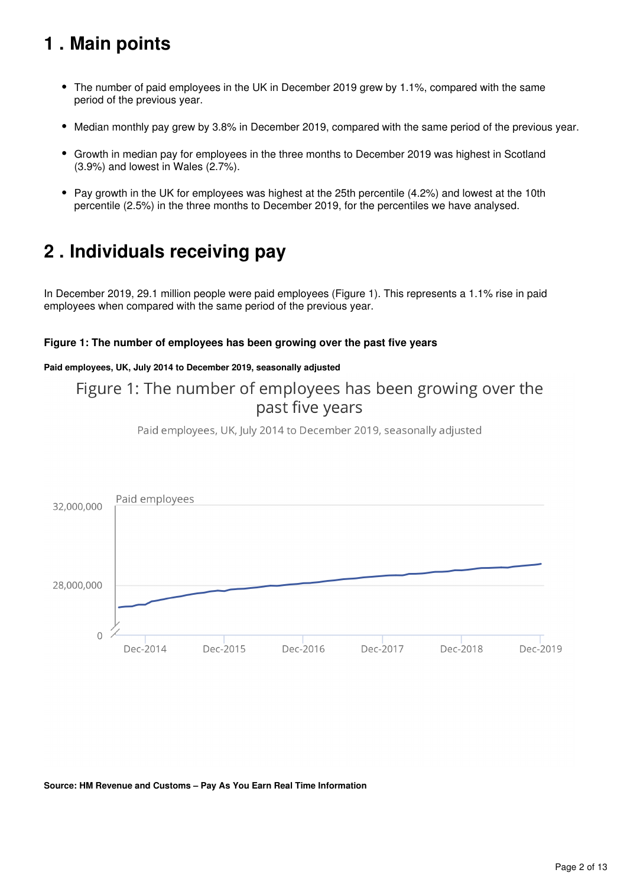## 1 . Main points

- The number of paid employees in the UK in December 2019 grew by 1.1%, compared with the same period of the previous year.
- Median monthly pay grew by 3.8% in December 2019, compared with the same period of the previous year.
- Growth in median pay for employees in the three months to December 2019 was highest in Scotland (3.9%) and lowest in Wales (2.7%).
- Pay growth in the UK for employees was highest at the 25th percentile (4.2%) and lowest at the 10th percentile (2.5%) in the three months to December 2019, for the percentiles we have analysed.

## 2 . Individuals receiving pay

In December 2019, 29.1 million people were paid employees (Figure 1). This represents a 1.1% rise in paid employees when compared with the same period of the previous year.

**Figure 1: The number of employees has been growing over the past five years**

**Paid employees, UK, July 2014 to December 2019, seasonally adjusted**

**Source: HM Revenue and Customs – Pay As You Earn Real Time Information**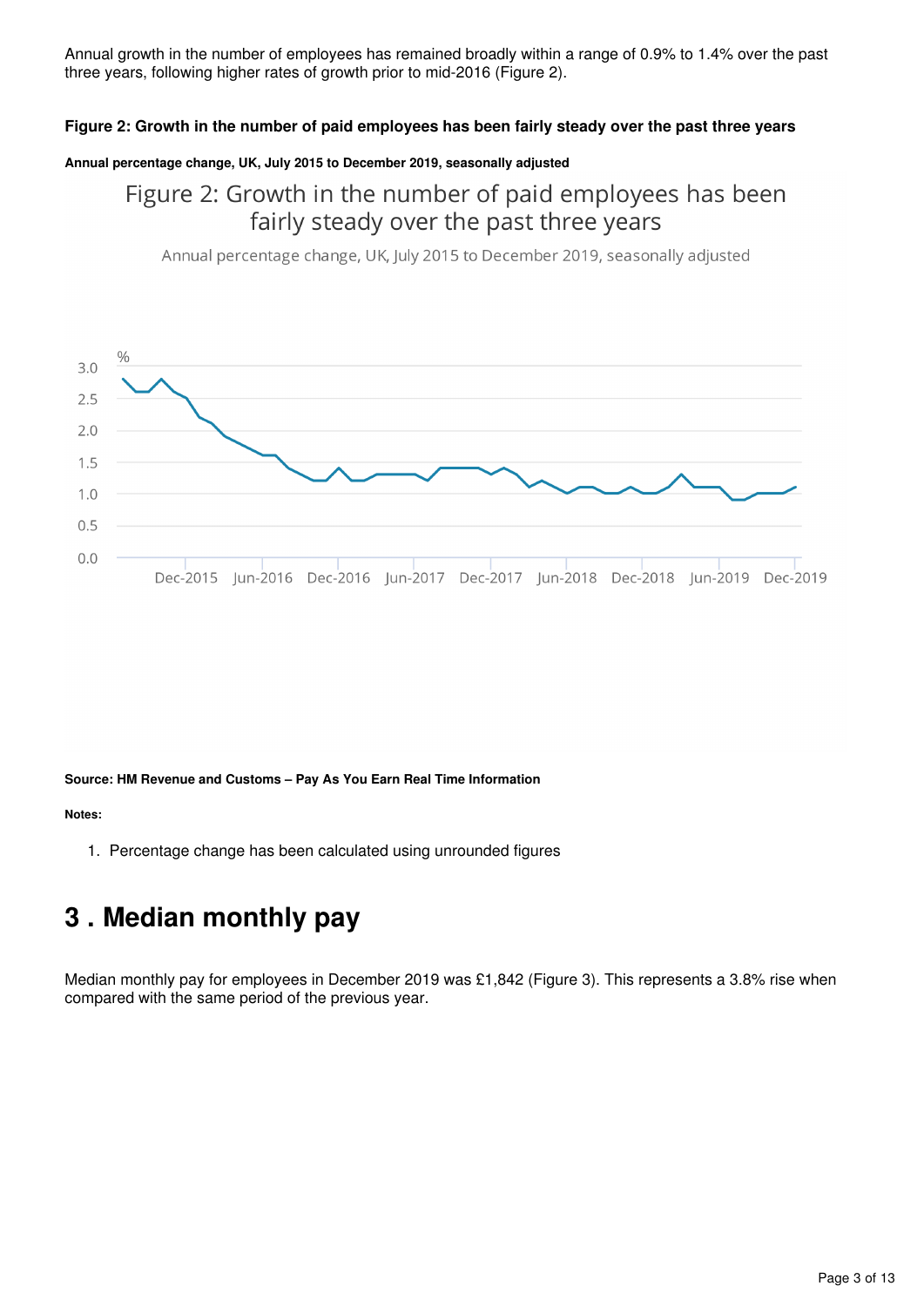Annual growth in the number of employees has remained broadly within a range of 0.9% to 1.4% over the past three years, following higher rates of growth prior to mid-2016 (Figure 2).

#### Figure 2: Growth in the number of paid employees has been fairly steady over the past three years

##### Annual percentage change, UK, July 2015 to December 2019, seasonally adjusted

Figure 2: Growth in the number of paid employees has been fairly steady over the past three years

Annual percentage change, UK, July 2015 to December 2019, seasonally adjusted

##### Source: HM Revenue and Customs – Pay As You Earn Real Time Information

##### Notes:

1. Percentage change has been calculated using unrounded figures

## 3 . Median monthly pay

Median monthly pay for employees in December 2019 was £1,842 (Figure 3). This represents a 3.8% rise when compared with the same period of the previous year.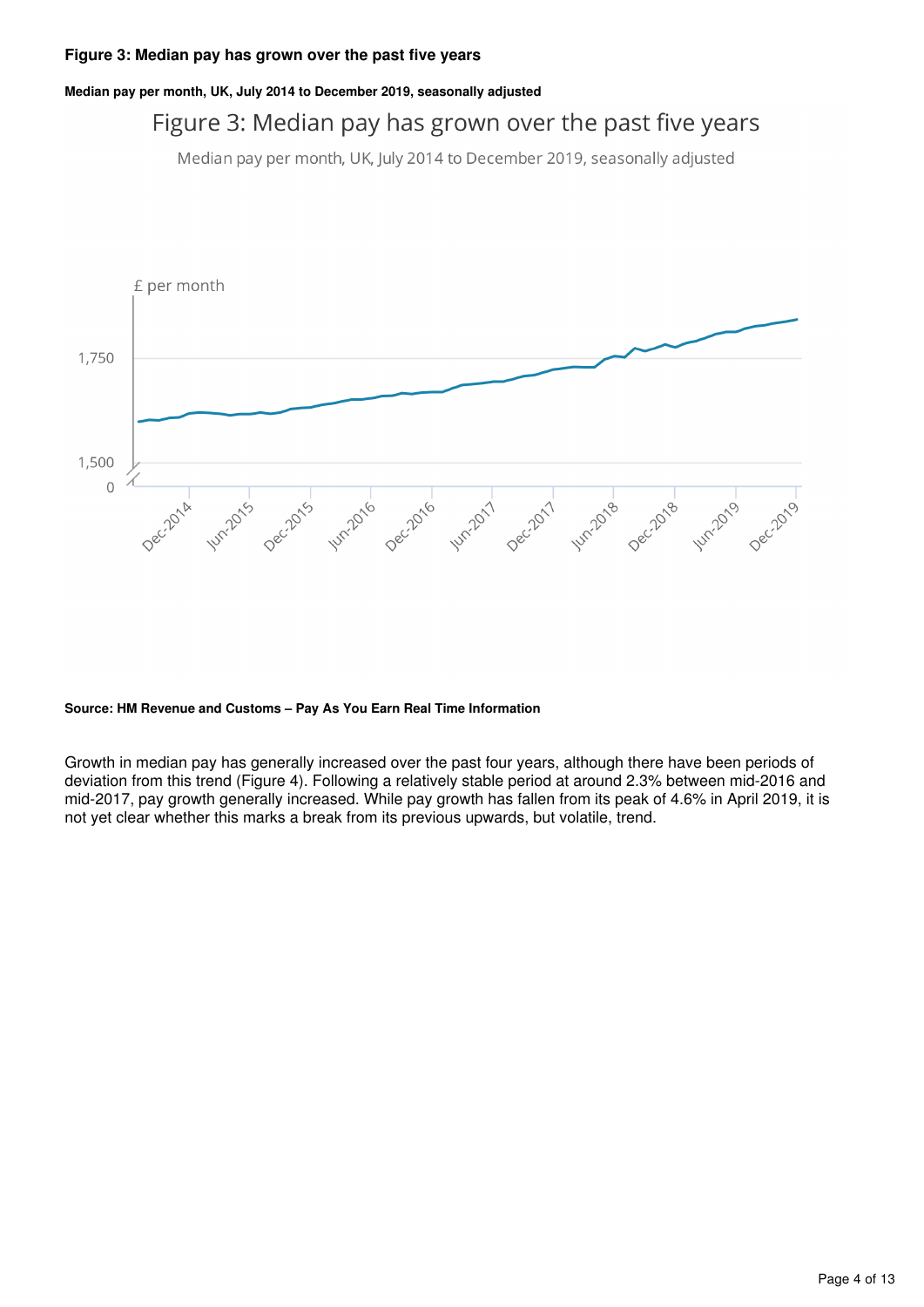### Figure 3: Median pay has grown over the past five years

**Median pay per month, UK, July 2014 to December 2019, seasonally adjusted**

**Source: HM Revenue and Customs – Pay As You Earn Real Time Information**

Growth in median pay has generally increased over the past four years, although there have been periods of deviation from this trend (Figure 4). Following a relatively stable period at around 2.3% between mid-2016 and mid-2017, pay growth generally increased. While pay growth has fallen from its peak of 4.6% in April 2019, it is not yet clear whether this marks a break from its previous upwards, but volatile, trend.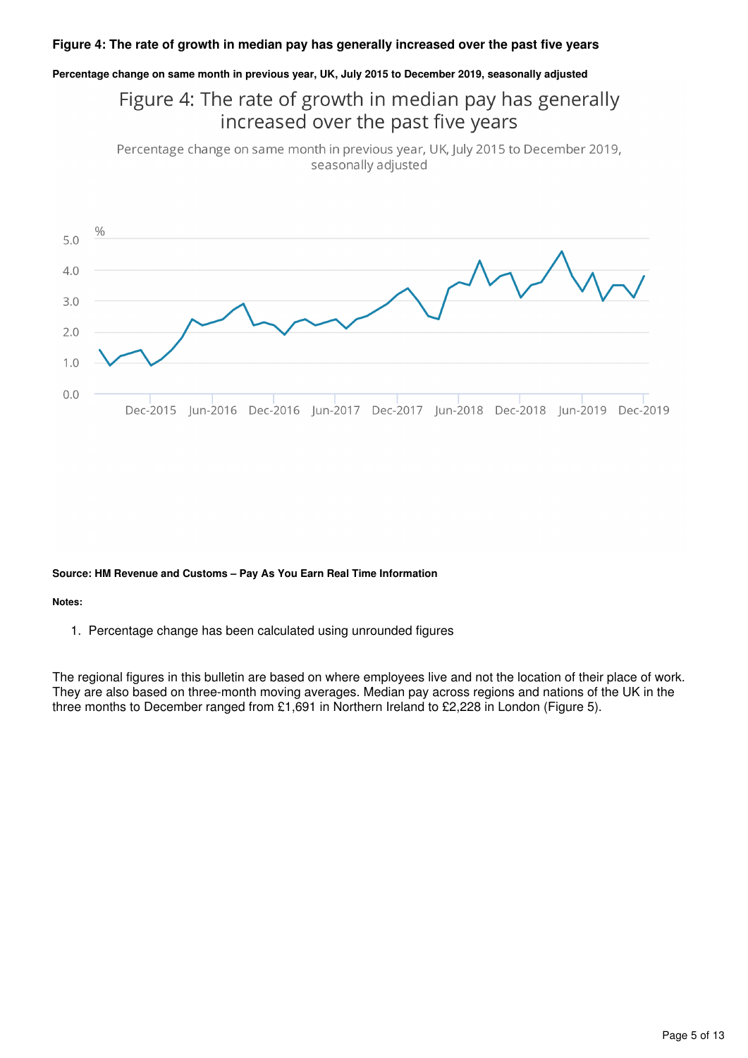**Figure 4: The rate of growth in median pay has generally increased over the past five years**

**Percentage change on same month in previous year, UK, July 2015 to December 2019, seasonally adjusted**

**Source: HM Revenue and Customs – Pay As You Earn Real Time Information**

**Notes:**

1. Percentage change has been calculated using unrounded figures

The regional figures in this bulletin are based on where employees live and not the location of their place of work. They are also based on three-month moving averages. Median pay across regions and nations of the UK in the three months to December ranged from £1,691 in Northern Ireland to £2,228 in London (Figure 5).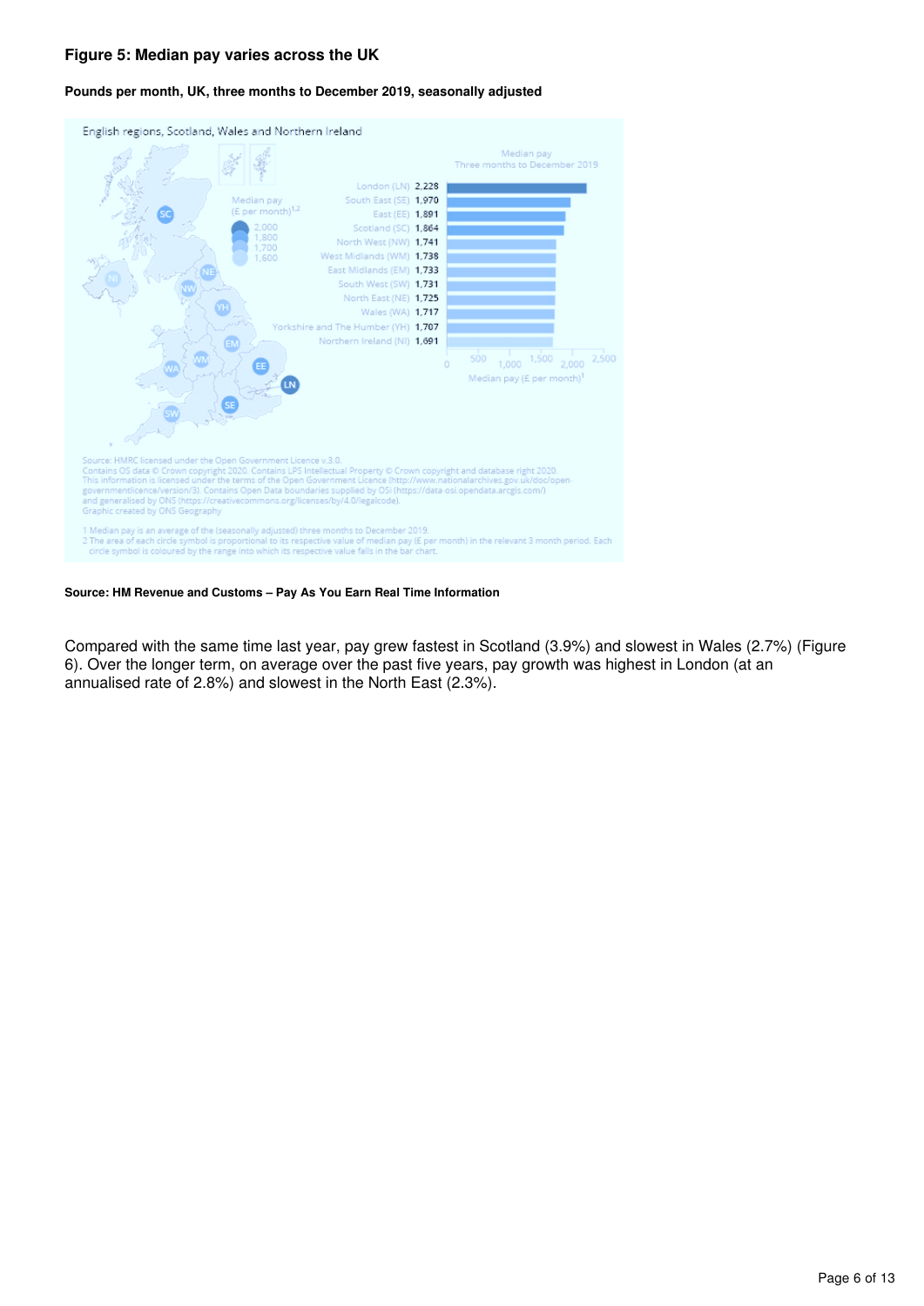### Figure 5: Median pay varies across the UK

**Pounds per month, UK, three months to December 2019, seasonally adjusted**

English regions, Scotland, Wales and Northern Ireland

Median pay
Three months to December 2019

| Region | Median pay (£ per month)[1] |
|---|---|
| London (LN) | 2,228 |
| South East (SE) | 1,970 |
| East (EE) | 1,891 |
| Scotland (SC) | 1,864 |
| North West (NW) | 1,741 |
| West Midlands (WM) | 1,738 |
| East Midlands (EM) | 1,733 |
| South West (SW) | 1,731 |
| North East (NE) | 1,725 |
| Wales (WA) | 1,717 |
| Yorkshire and The Humber (YH) | 1,707 |
| Northern Ireland (NI) | 1,691 |

Source: HMRC licensed under the Open Government Licence v.3.0.
Contains OS data © Crown copyright 2020. Contains LPS Intellectual Property © Crown copyright and database right 2020.
This information is licensed under the terms of the Open Government Licence (http://www.nationalarchives.gov.uk/doc/open-governmentlicence/version/3). Contains Open Data boundaries supplied by OSi (https://data-osi.opendata.arcgis.com/) and generalised by ONS (https://creativecommons.org/licenses/by/4.0/legalcode).
Graphic created by ONS Geography

1 Median pay is an average of the (seasonally adjusted) three months to December 2019.
2 The area of each circle symbol is proportional to its respective value of median pay (£ per month) in the relevant 3 month period. Each circle symbol is coloured by the range into which its respective value falls in the bar chart.

**Source: HM Revenue and Customs – Pay As You Earn Real Time Information**

Compared with the same time last year, pay grew fastest in Scotland (3.9%) and slowest in Wales (2.7%) (Figure 6). Over the longer term, on average over the past five years, pay growth was highest in London (at an annualised rate of 2.8%) and slowest in the North East (2.3%).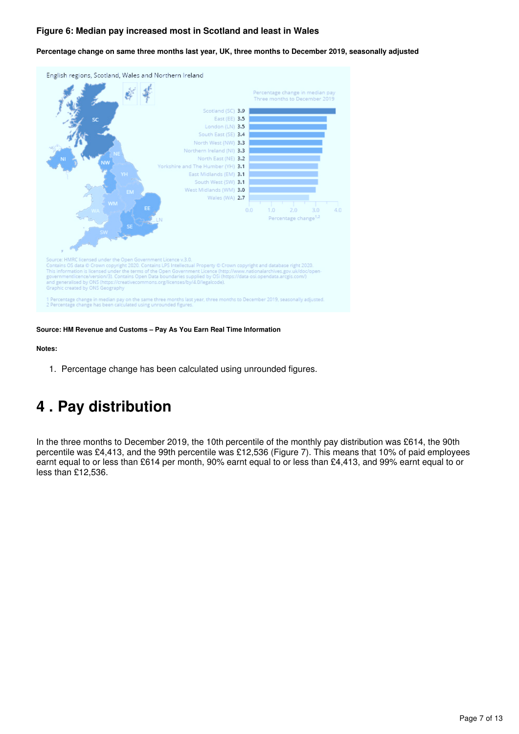### Figure 6: Median pay increased most in Scotland and least in Wales

**Percentage change on same three months last year, UK, three months to December 2019, seasonally adjusted**

English regions, Scotland, Wales and Northern Ireland

Percentage change in median pay
Three months to December 2019

| Region | Percentage change |
|---|---|
| Scotland (SC) | 3.9 |
| East (EE) | 3.5 |
| London (LN) | 3.5 |
| South East (SE) | 3.4 |
| North West (NW) | 3.3 |
| Northern Ireland (NI) | 3.3 |
| North East (NE) | 3.2 |
| Yorkshire and The Humber (YH) | 3.1 |
| East Midlands (EM) | 3.1 |
| South West (SW) | 3.1 |
| West Midlands (WM) | 3.0 |
| Wales (WA) | 2.7 |

Source: HMRC licensed under the Open Government Licence v.3.0.
Contains OS data © Crown copyright 2020. Contains LPS Intellectual Property © Crown copyright and database right 2020.
This information is licensed under the terms of the Open Government Licence (http://www.nationalarchives.gov.uk/doc/open-governmentlicence/version/3). Contains Open Data boundaries supplied by OSi (https://data-osi.opendata.arcgis.com/) and generalised by ONS (https://creativecommons.org/licenses/by/4.0/legalcode).
Graphic created by ONS Geography

1 Percentage change in median pay on the same three months last year, three months to December 2019, seasonally adjusted.
2 Percentage change has been calculated using unrounded figures.

**Source: HM Revenue and Customs – Pay As You Earn Real Time Information**

**Notes:**

1. Percentage change has been calculated using unrounded figures.

# 4 . Pay distribution

In the three months to December 2019, the 10th percentile of the monthly pay distribution was £614, the 90th percentile was £4,413, and the 99th percentile was £12,536 (Figure 7). This means that 10% of paid employees earnt equal to or less than £614 per month, 90% earnt equal to or less than £4,413, and 99% earnt equal to or less than £12,536.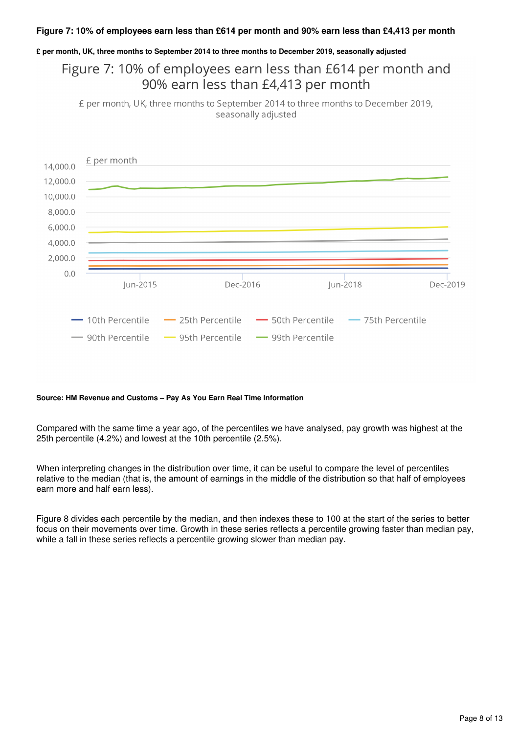**Figure 7: 10% of employees earn less than £614 per month and 90% earn less than £4,413 per month**

**£ per month, UK, three months to September 2014 to three months to December 2019, seasonally adjusted**

**Source: HM Revenue and Customs – Pay As You Earn Real Time Information**

Compared with the same time a year ago, of the percentiles we have analysed, pay growth was highest at the 25th percentile (4.2%) and lowest at the 10th percentile (2.5%).

When interpreting changes in the distribution over time, it can be useful to compare the level of percentiles relative to the median (that is, the amount of earnings in the middle of the distribution so that half of employees earn more and half earn less).

Figure 8 divides each percentile by the median, and then indexes these to 100 at the start of the series to better focus on their movements over time. Growth in these series reflects a percentile growing faster than median pay, while a fall in these series reflects a percentile growing slower than median pay.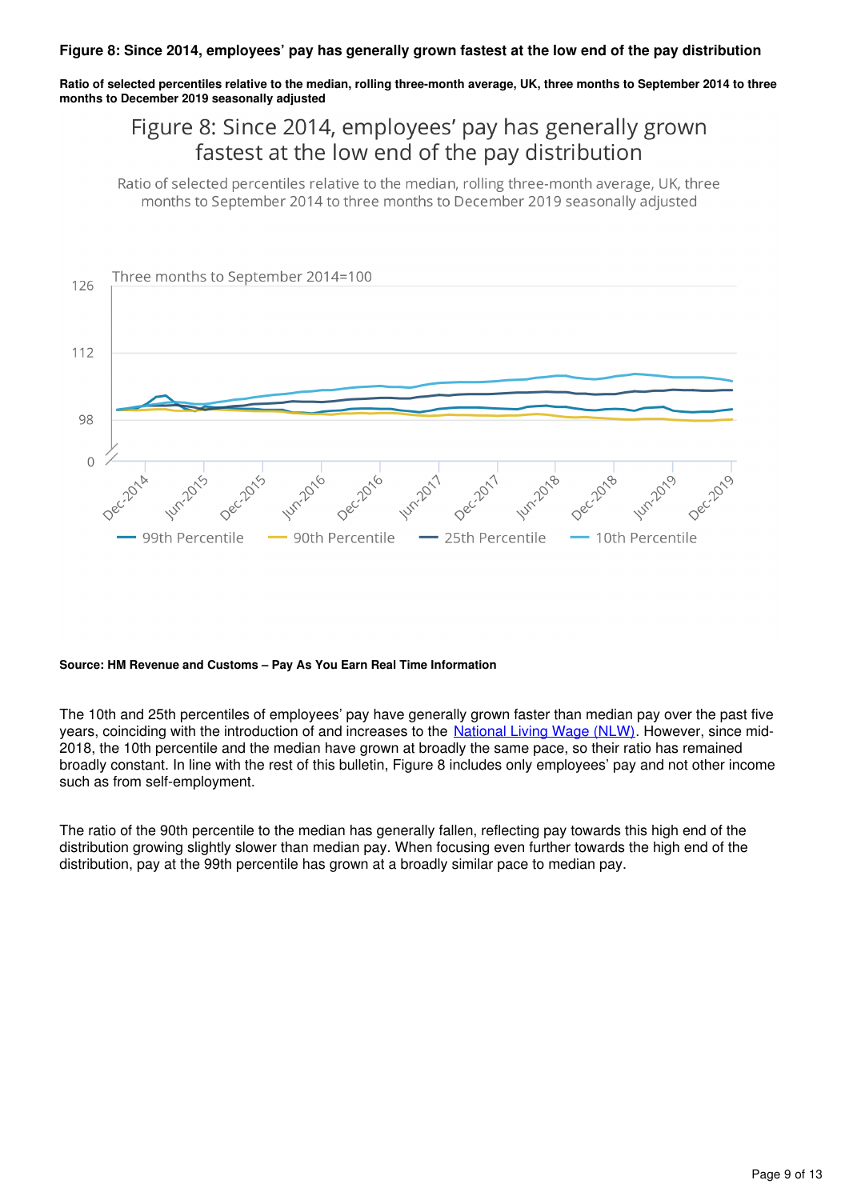**Figure 8: Since 2014, employees' pay has generally grown fastest at the low end of the pay distribution**

**Ratio of selected percentiles relative to the median, rolling three-month average, UK, three months to September 2014 to three months to December 2019 seasonally adjusted**

**Source: HM Revenue and Customs – Pay As You Earn Real Time Information**

The 10th and 25th percentiles of employees' pay have generally grown faster than median pay over the past five years, coinciding with the introduction of and increases to the National Living Wage (NLW). However, since mid-2018, the 10th percentile and the median have grown at broadly the same pace, so their ratio has remained broadly constant. In line with the rest of this bulletin, Figure 8 includes only employees' pay and not other income such as from self-employment.

The ratio of the 90th percentile to the median has generally fallen, reflecting pay towards this high end of the distribution growing slightly slower than median pay. When focusing even further towards the high end of the distribution, pay at the 99th percentile has grown at a broadly similar pace to median pay.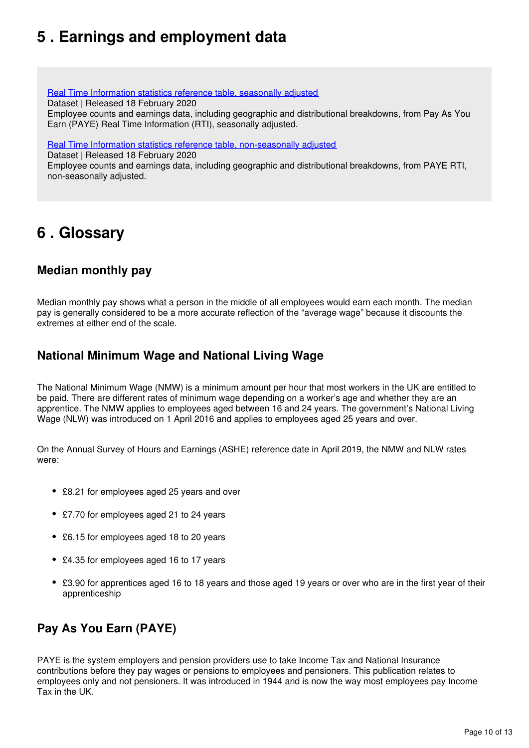## 5 . Earnings and employment data

[Real Time Information statistics reference table, seasonally adjusted](#)
Dataset | Released 18 February 2020
Employee counts and earnings data, including geographic and distributional breakdowns, from Pay As You Earn (PAYE) Real Time Information (RTI), seasonally adjusted.

[Real Time Information statistics reference table, non-seasonally adjusted](#)
Dataset | Released 18 February 2020
Employee counts and earnings data, including geographic and distributional breakdowns, from PAYE RTI, non-seasonally adjusted.

## 6 . Glossary

### Median monthly pay

Median monthly pay shows what a person in the middle of all employees would earn each month. The median pay is generally considered to be a more accurate reflection of the "average wage" because it discounts the extremes at either end of the scale.

### National Minimum Wage and National Living Wage

The National Minimum Wage (NMW) is a minimum amount per hour that most workers in the UK are entitled to be paid. There are different rates of minimum wage depending on a worker's age and whether they are an apprentice. The NMW applies to employees aged between 16 and 24 years. The government's National Living Wage (NLW) was introduced on 1 April 2016 and applies to employees aged 25 years and over.

On the Annual Survey of Hours and Earnings (ASHE) reference date in April 2019, the NMW and NLW rates were:

- £8.21 for employees aged 25 years and over
- £7.70 for employees aged 21 to 24 years
- £6.15 for employees aged 18 to 20 years
- £4.35 for employees aged 16 to 17 years
- £3.90 for apprentices aged 16 to 18 years and those aged 19 years or over who are in the first year of their apprenticeship

### Pay As You Earn (PAYE)

PAYE is the system employers and pension providers use to take Income Tax and National Insurance contributions before they pay wages or pensions to employees and pensioners. This publication relates to employees only and not pensioners. It was introduced in 1944 and is now the way most employees pay Income Tax in the UK.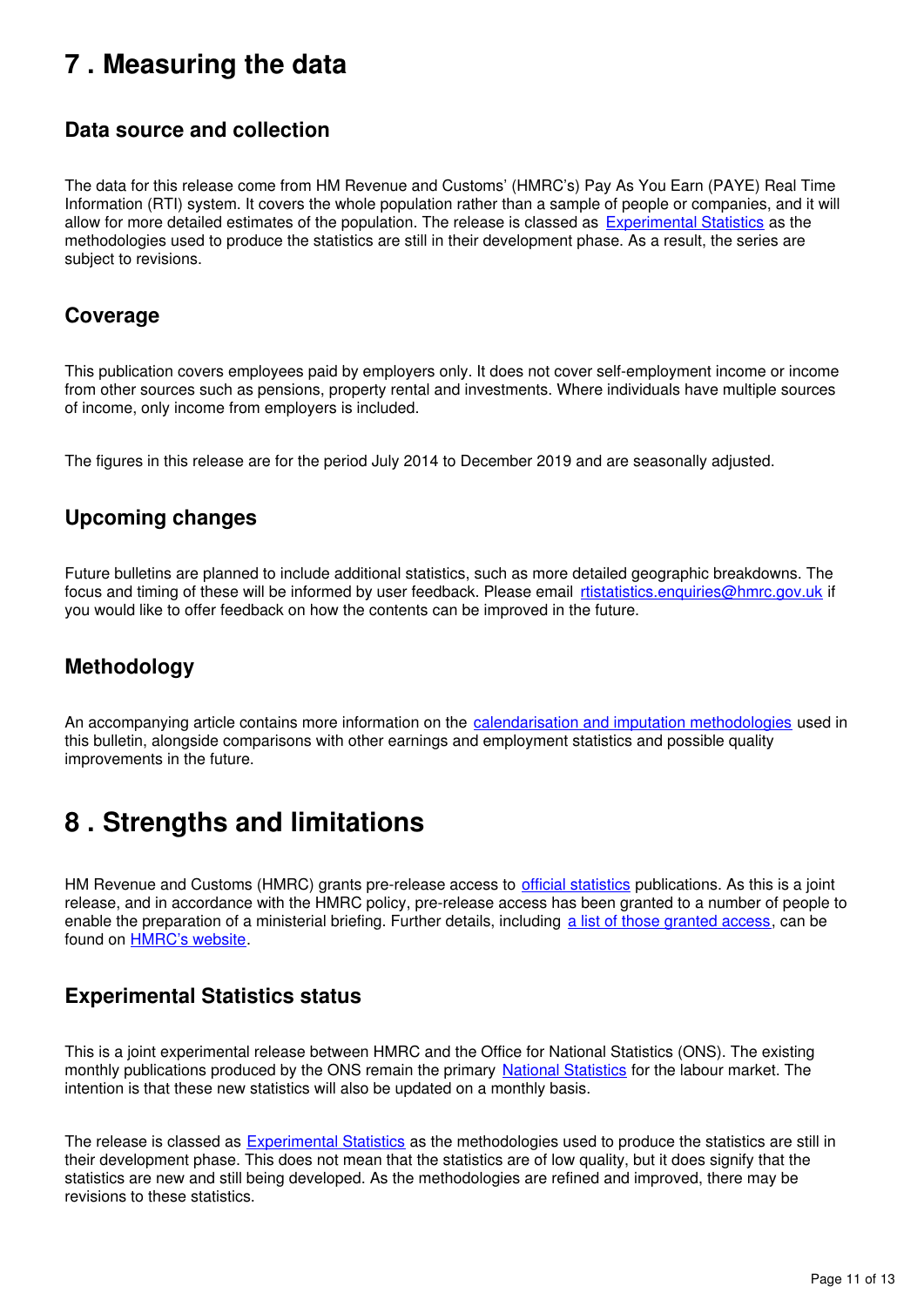# 7 . Measuring the data

## Data source and collection

The data for this release come from HM Revenue and Customs' (HMRC's) Pay As You Earn (PAYE) Real Time Information (RTI) system. It covers the whole population rather than a sample of people or companies, and it will allow for more detailed estimates of the population. The release is classed as [Experimental Statistics](#) as the methodologies used to produce the statistics are still in their development phase. As a result, the series are subject to revisions.

## Coverage

This publication covers employees paid by employers only. It does not cover self-employment income or income from other sources such as pensions, property rental and investments. Where individuals have multiple sources of income, only income from employers is included.

The figures in this release are for the period July 2014 to December 2019 and are seasonally adjusted.

## Upcoming changes

Future bulletins are planned to include additional statistics, such as more detailed geographic breakdowns. The focus and timing of these will be informed by user feedback. Please email [rtistatistics.enquiries@hmrc.gov.uk](mailto:rtistatistics.enquiries@hmrc.gov.uk) if you would like to offer feedback on how the contents can be improved in the future.

## Methodology

An accompanying article contains more information on the [calendarisation and imputation methodologies](#) used in this bulletin, alongside comparisons with other earnings and employment statistics and possible quality improvements in the future.

# 8 . Strengths and limitations

HM Revenue and Customs (HMRC) grants pre-release access to [official statistics](#) publications. As this is a joint release, and in accordance with the HMRC policy, pre-release access has been granted to a number of people to enable the preparation of a ministerial briefing. Further details, including [a list of those granted access](#), can be found on [HMRC's website](#).

## Experimental Statistics status

This is a joint experimental release between HMRC and the Office for National Statistics (ONS). The existing monthly publications produced by the ONS remain the primary [National Statistics](#) for the labour market. The intention is that these new statistics will also be updated on a monthly basis.

The release is classed as [Experimental Statistics](#) as the methodologies used to produce the statistics are still in their development phase. This does not mean that the statistics are of low quality, but it does signify that the statistics are new and still being developed. As the methodologies are refined and improved, there may be revisions to these statistics.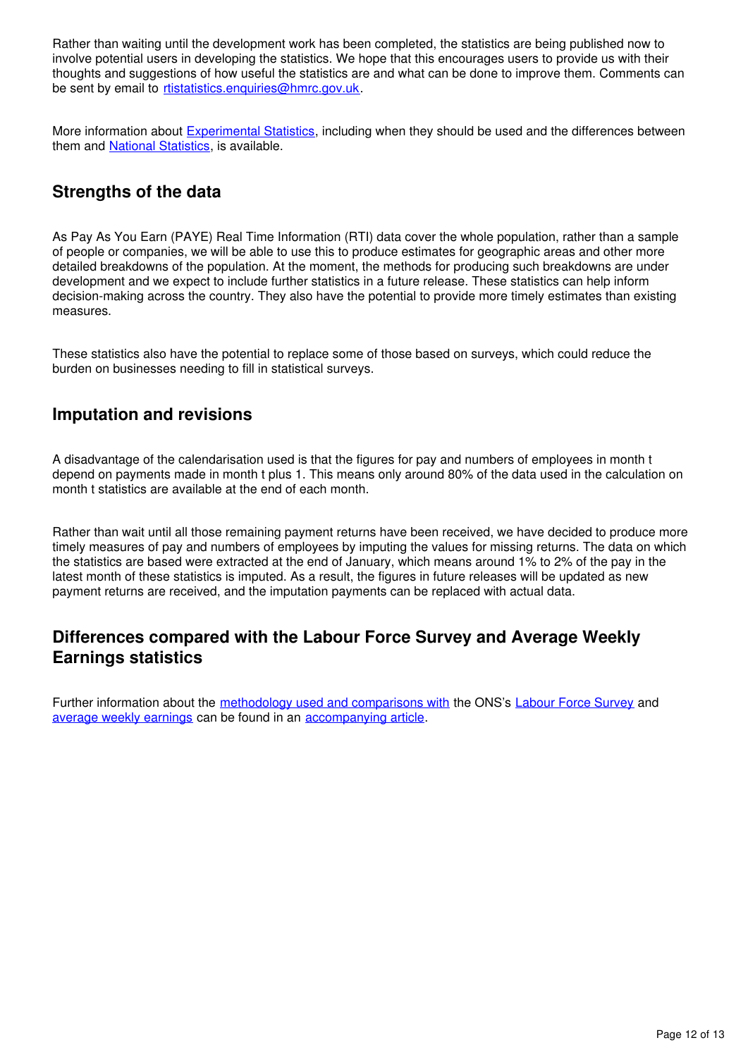Rather than waiting until the development work has been completed, the statistics are being published now to involve potential users in developing the statistics. We hope that this encourages users to provide us with their thoughts and suggestions of how useful the statistics are and what can be done to improve them. Comments can be sent by email to [rtistatistics.enquiries@hmrc.gov.uk](mailto:rtistatistics.enquiries@hmrc.gov.uk).

More information about [Experimental Statistics](), including when they should be used and the differences between them and [National Statistics](), is available.

## Strengths of the data

As Pay As You Earn (PAYE) Real Time Information (RTI) data cover the whole population, rather than a sample of people or companies, we will be able to use this to produce estimates for geographic areas and other more detailed breakdowns of the population. At the moment, the methods for producing such breakdowns are under development and we expect to include further statistics in a future release. These statistics can help inform decision-making across the country. They also have the potential to provide more timely estimates than existing measures.

These statistics also have the potential to replace some of those based on surveys, which could reduce the burden on businesses needing to fill in statistical surveys.

## Imputation and revisions

A disadvantage of the calendarisation used is that the figures for pay and numbers of employees in month t depend on payments made in month t plus 1. This means only around 80% of the data used in the calculation on month t statistics are available at the end of each month.

Rather than wait until all those remaining payment returns have been received, we have decided to produce more timely measures of pay and numbers of employees by imputing the values for missing returns. The data on which the statistics are based were extracted at the end of January, which means around 1% to 2% of the pay in the latest month of these statistics is imputed. As a result, the figures in future releases will be updated as new payment returns are received, and the imputation payments can be replaced with actual data.

## Differences compared with the Labour Force Survey and Average Weekly Earnings statistics

Further information about the [methodology used and comparisons with]() the ONS's [Labour Force Survey]() and [average weekly earnings]() can be found in an [accompanying article]().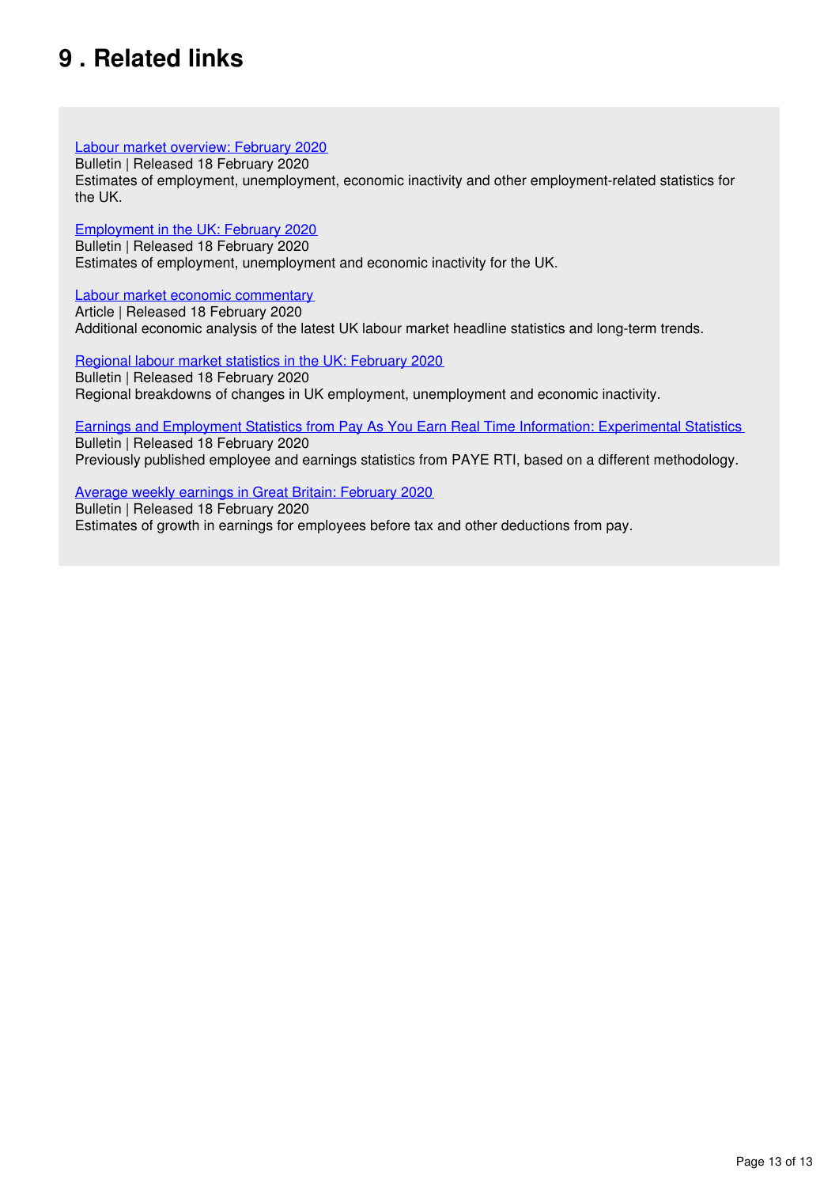## 9 . Related links

[Labour market overview: February 2020](#)
Bulletin | Released 18 February 2020
Estimates of employment, unemployment, economic inactivity and other employment-related statistics for the UK.

[Employment in the UK: February 2020](#)
Bulletin | Released 18 February 2020
Estimates of employment, unemployment and economic inactivity for the UK.

[Labour market economic commentary](#)
Article | Released 18 February 2020
Additional economic analysis of the latest UK labour market headline statistics and long-term trends.

[Regional labour market statistics in the UK: February 2020](#)
Bulletin | Released 18 February 2020
Regional breakdowns of changes in UK employment, unemployment and economic inactivity.

[Earnings and Employment Statistics from Pay As You Earn Real Time Information: Experimental Statistics](#)
Bulletin | Released 18 February 2020
Previously published employee and earnings statistics from PAYE RTI, based on a different methodology.

[Average weekly earnings in Great Britain: February 2020](#)
Bulletin | Released 18 February 2020
Estimates of growth in earnings for employees before tax and other deductions from pay.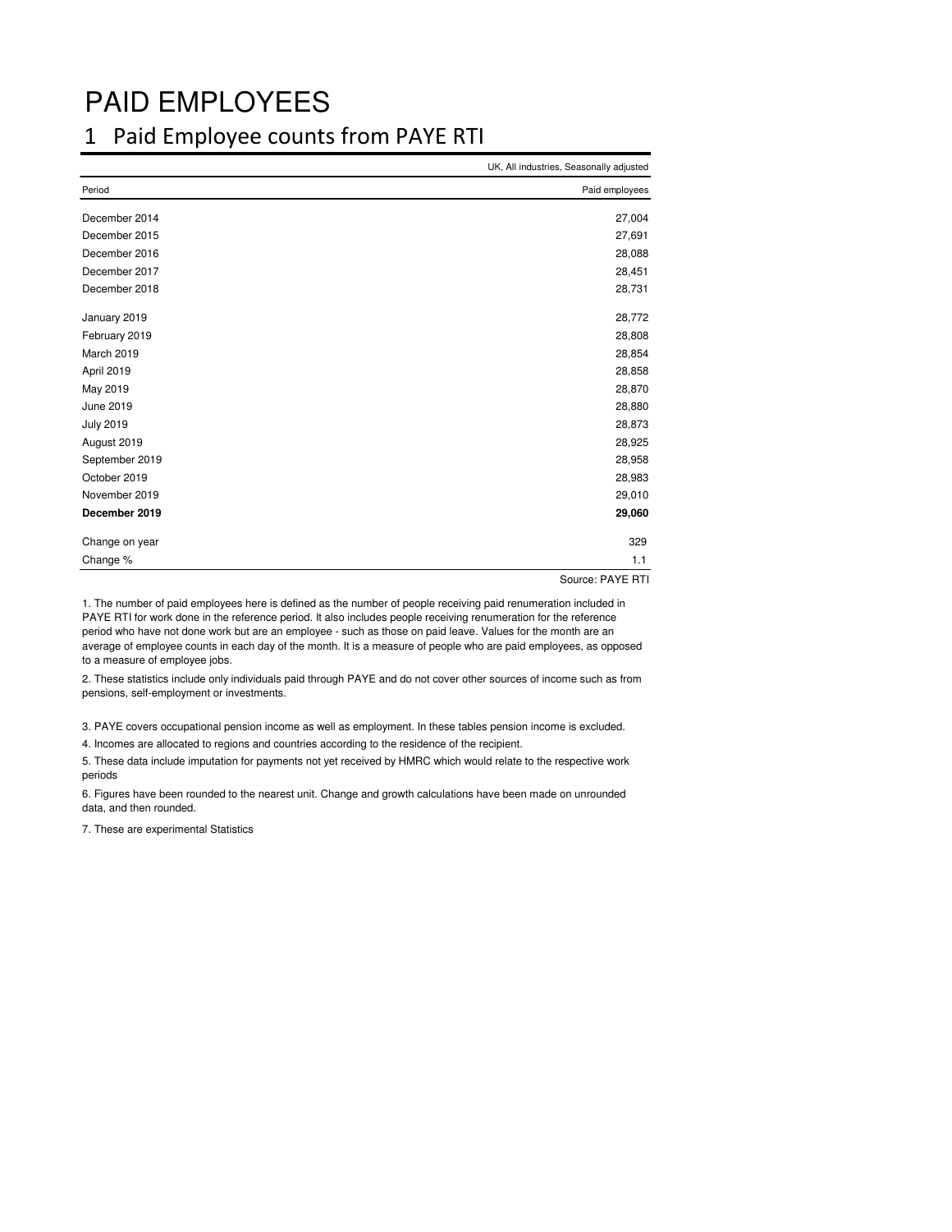# PAID EMPLOYEES

## 1 Paid Employee counts from PAYE RTI

UK, All industries, Seasonally adjusted

| Period | Paid employees |
|---|---|
| December 2014 | 27,004 |
| December 2015 | 27,691 |
| December 2016 | 28,088 |
| December 2017 | 28,451 |
| December 2018 | 28,731 |
| January 2019 | 28,772 |
| February 2019 | 28,808 |
| March 2019 | 28,854 |
| April 2019 | 28,858 |
| May 2019 | 28,870 |
| June 2019 | 28,880 |
| July 2019 | 28,873 |
| August 2019 | 28,925 |
| September 2019 | 28,958 |
| October 2019 | 28,983 |
| November 2019 | 29,010 |
| **December 2019** | **29,060** |
| Change on year | 329 |
| Change % | 1.1 |

Source: PAYE RTI

1. The number of paid employees here is defined as the number of people receiving paid renumeration included in PAYE RTI for work done in the reference period. It also includes people receiving renumeration for the reference period who have not done work but are an employee - such as those on paid leave. Values for the month are an average of employee counts in each day of the month. It is a measure of people who are paid employees, as opposed to a measure of employee jobs.

2. These statistics include only individuals paid through PAYE and do not cover other sources of income such as from pensions, self-employment or investments.

3. PAYE covers occupational pension income as well as employment. In these tables pension income is excluded.

4. Incomes are allocated to regions and countries according to the residence of the recipient.

5. These data include imputation for payments not yet received by HMRC which would relate to the respective work periods

6. Figures have been rounded to the nearest unit. Change and growth calculations have been made on unrounded data, and then rounded.

7. These are experimental Statistics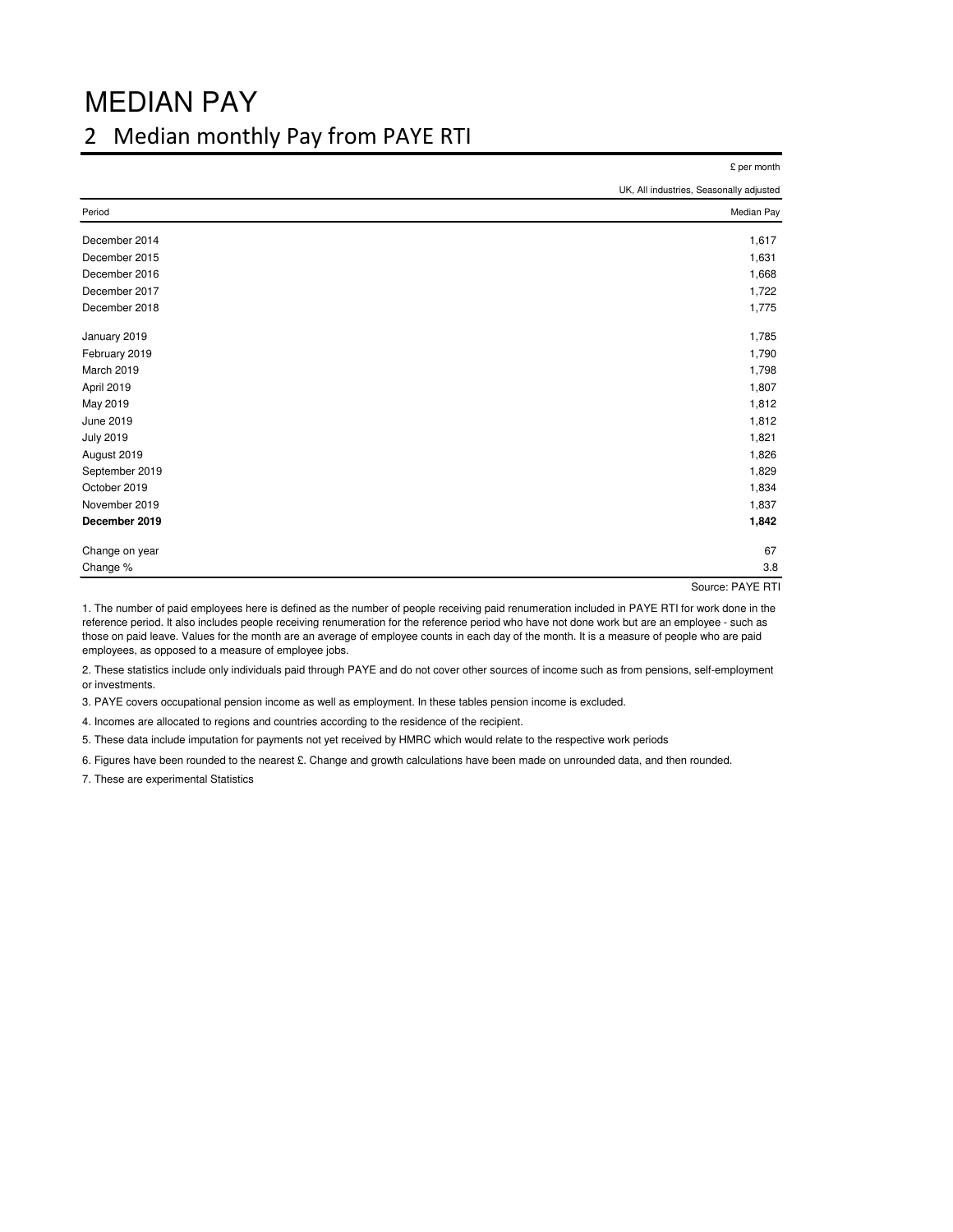# MEDIAN PAY

## 2 Median monthly Pay from PAYE RTI

£ per month

UK, All industries, Seasonally adjusted

| Period | Median Pay |
|---|---|
| December 2014 | 1,617 |
| December 2015 | 1,631 |
| December 2016 | 1,668 |
| December 2017 | 1,722 |
| December 2018 | 1,775 |
| January 2019 | 1,785 |
| February 2019 | 1,790 |
| March 2019 | 1,798 |
| April 2019 | 1,807 |
| May 2019 | 1,812 |
| June 2019 | 1,812 |
| July 2019 | 1,821 |
| August 2019 | 1,826 |
| September 2019 | 1,829 |
| October 2019 | 1,834 |
| November 2019 | 1,837 |
| **December 2019** | **1,842** |
| Change on year | 67 |
| Change % | 3.8 |

Source: PAYE RTI

1. The number of paid employees here is defined as the number of people receiving paid renumeration included in PAYE RTI for work done in the reference period. It also includes people receiving renumeration for the reference period who have not done work but are an employee - such as those on paid leave. Values for the month are an average of employee counts in each day of the month. It is a measure of people who are paid employees, as opposed to a measure of employee jobs.

2. These statistics include only individuals paid through PAYE and do not cover other sources of income such as from pensions, self-employment or investments.

3. PAYE covers occupational pension income as well as employment. In these tables pension income is excluded.

4. Incomes are allocated to regions and countries according to the residence of the recipient.

5. These data include imputation for payments not yet received by HMRC which would relate to the respective work periods

6. Figures have been rounded to the nearest £. Change and growth calculations have been made on unrounded data, and then rounded.

7. These are experimental Statistics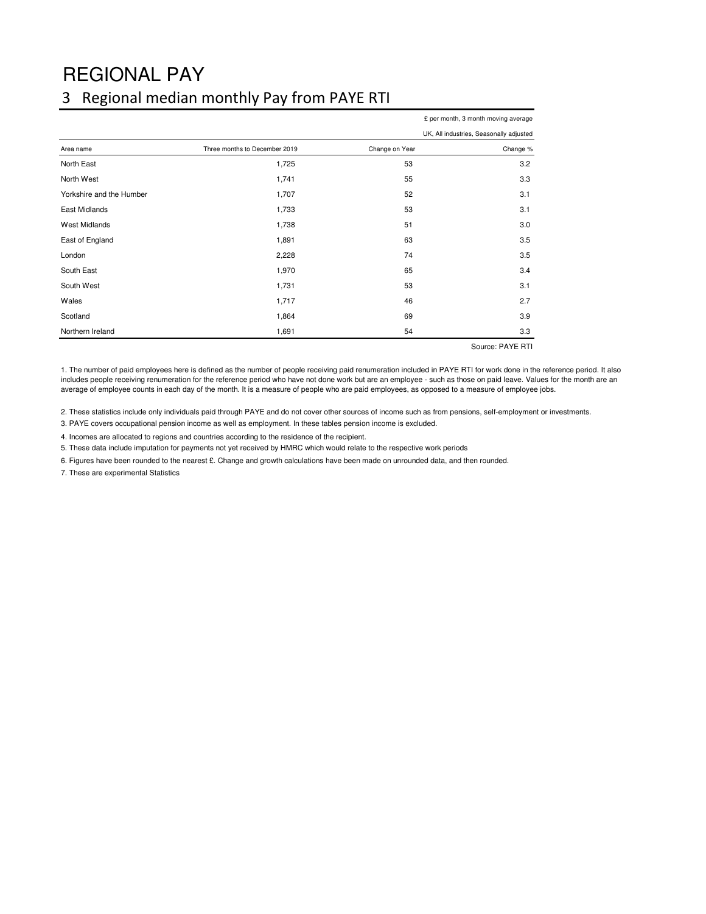# REGIONAL PAY

## 3 Regional median monthly Pay from PAYE RTI

£ per month, 3 month moving average

UK, All industries, Seasonally adjusted

| Area name | Three months to December 2019 | Change on Year | Change % |
|---|---|---|---|
| North East | 1,725 | 53 | 3.2 |
| North West | 1,741 | 55 | 3.3 |
| Yorkshire and the Humber | 1,707 | 52 | 3.1 |
| East Midlands | 1,733 | 53 | 3.1 |
| West Midlands | 1,738 | 51 | 3.0 |
| East of England | 1,891 | 63 | 3.5 |
| London | 2,228 | 74 | 3.5 |
| South East | 1,970 | 65 | 3.4 |
| South West | 1,731 | 53 | 3.1 |
| Wales | 1,717 | 46 | 2.7 |
| Scotland | 1,864 | 69 | 3.9 |
| Northern Ireland | 1,691 | 54 | 3.3 |

Source: PAYE RTI

1. The number of paid employees here is defined as the number of people receiving paid renumeration included in PAYE RTI for work done in the reference period. It also includes people receiving renumeration for the reference period who have not done work but are an employee - such as those on paid leave. Values for the month are an average of employee counts in each day of the month. It is a measure of people who are paid employees, as opposed to a measure of employee jobs.

2. These statistics include only individuals paid through PAYE and do not cover other sources of income such as from pensions, self-employment or investments.

3. PAYE covers occupational pension income as well as employment. In these tables pension income is excluded.

4. Incomes are allocated to regions and countries according to the residence of the recipient.

5. These data include imputation for payments not yet received by HMRC which would relate to the respective work periods

6. Figures have been rounded to the nearest £. Change and growth calculations have been made on unrounded data, and then rounded.

7. These are experimental Statistics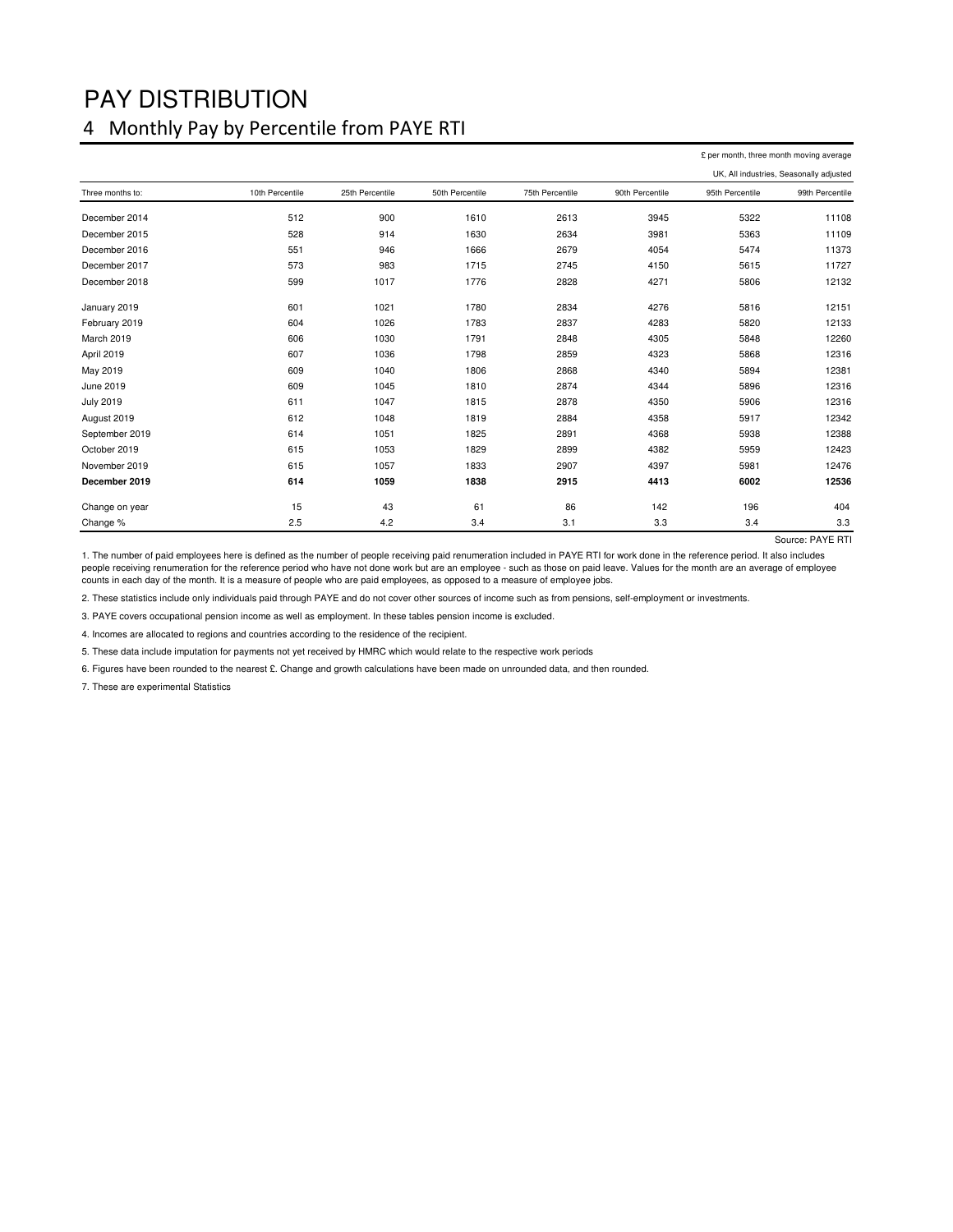# PAY DISTRIBUTION

## 4 Monthly Pay by Percentile from PAYE RTI

£ per month, three month moving average

UK, All industries, Seasonally adjusted

| Three months to: | 10th Percentile | 25th Percentile | 50th Percentile | 75th Percentile | 90th Percentile | 95th Percentile | 99th Percentile |
|---|---|---|---|---|---|---|---|
| December 2014 | 512 | 900 | 1610 | 2613 | 3945 | 5322 | 11108 |
| December 2015 | 528 | 914 | 1630 | 2634 | 3981 | 5363 | 11109 |
| December 2016 | 551 | 946 | 1666 | 2679 | 4054 | 5474 | 11373 |
| December 2017 | 573 | 983 | 1715 | 2745 | 4150 | 5615 | 11727 |
| December 2018 | 599 | 1017 | 1776 | 2828 | 4271 | 5806 | 12132 |
| January 2019 | 601 | 1021 | 1780 | 2834 | 4276 | 5816 | 12151 |
| February 2019 | 604 | 1026 | 1783 | 2837 | 4283 | 5820 | 12133 |
| March 2019 | 606 | 1030 | 1791 | 2848 | 4305 | 5848 | 12260 |
| April 2019 | 607 | 1036 | 1798 | 2859 | 4323 | 5868 | 12316 |
| May 2019 | 609 | 1040 | 1806 | 2868 | 4340 | 5894 | 12381 |
| June 2019 | 609 | 1045 | 1810 | 2874 | 4344 | 5896 | 12316 |
| July 2019 | 611 | 1047 | 1815 | 2878 | 4350 | 5906 | 12316 |
| August 2019 | 612 | 1048 | 1819 | 2884 | 4358 | 5917 | 12342 |
| September 2019 | 614 | 1051 | 1825 | 2891 | 4368 | 5938 | 12388 |
| October 2019 | 615 | 1053 | 1829 | 2899 | 4382 | 5959 | 12423 |
| November 2019 | 615 | 1057 | 1833 | 2907 | 4397 | 5981 | 12476 |
| **December 2019** | **614** | **1059** | **1838** | **2915** | **4413** | **6002** | **12536** |
| Change on year | 15 | 43 | 61 | 86 | 142 | 196 | 404 |
| Change % | 2.5 | 4.2 | 3.4 | 3.1 | 3.3 | 3.4 | 3.3 |

Source: PAYE RTI

1. The number of paid employees here is defined as the number of people receiving paid renumeration included in PAYE RTI for work done in the reference period. It also includes people receiving renumeration for the reference period who have not done work but are an employee - such as those on paid leave. Values for the month are an average of employee counts in each day of the month. It is a measure of people who are paid employees, as opposed to a measure of employee jobs.

2. These statistics include only individuals paid through PAYE and do not cover other sources of income such as from pensions, self-employment or investments.

3. PAYE covers occupational pension income as well as employment. In these tables pension income is excluded.

4. Incomes are allocated to regions and countries according to the residence of the recipient.

5. These data include imputation for payments not yet received by HMRC which would relate to the respective work periods

6. Figures have been rounded to the nearest £. Change and growth calculations have been made on unrounded data, and then rounded.

7. These are experimental Statistics